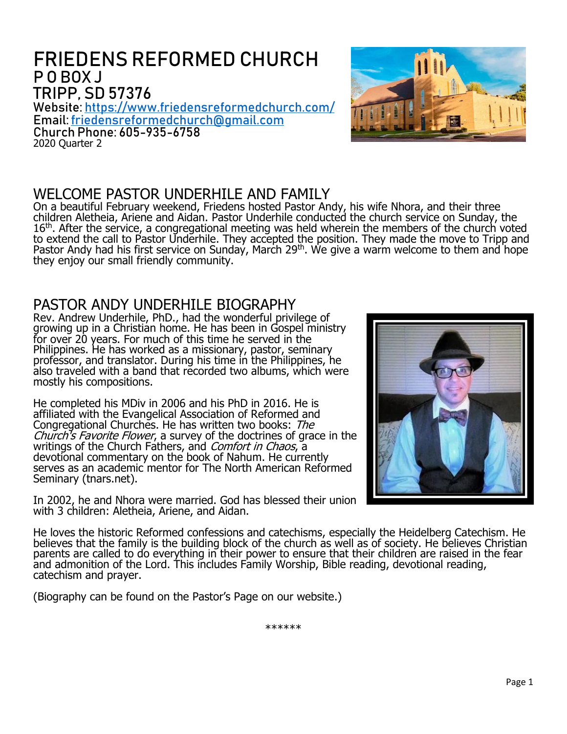# FRIEDENS REFORMED CHURCH

**P O BOX J**

**TRIPP, SD 57376**

**Website: https://www.friedensreformedchurch.com/**

**Email: friedensreformedchurch@gmail.com**

**Church Phone: 605-935-6758**

2020 Quarter 2

## WELCOME PASTOR UNDERHILE AND FAMILY

On a beautiful February weekend, Friedens hosted Pastor Andy, his wife Nhora, and their three children Aletheia, Ariene and Aidan. Pastor Underhile conducted the church service on Sunday, the 16th. After the service, a congregational meeting was held wherein the members of the church voted to extend the call to Pastor Underhile. They accepted the position. They made the move to Tripp and Pastor Andy had his first service on Sunday, March 29th. We give a warm welcome to them and hope they enjoy our small friendly community.

## PASTOR ANDY UNDERHILE BIOGRAPHY

Rev. Andrew Underhile, PhD., had the wonderful privilege of growing up in a Christian home. He has been in Gospel ministry for over 20 years. For much of this time he served in the Philippines. He has worked as a missionary, pastor, seminary professor, and translator. During his time in the Philippines, he also traveled with a band that recorded two albums, which were mostly his compositions.

He completed his MDiv in 2006 and his PhD in 2016. He is affiliated with the Evangelical Association of Reformed and Congregational Churches. He has written two books: *The Church's Favorite Flower*, a survey of the doctrines of grace in the writings of the Church Fathers, and *Comfort in Chaos*, a devotional commentary on the book of Nahum. He currently serves as an academic mentor for The North American Reformed Seminary (tnars.net).

In 2002, he and Nhora were married. God has blessed their union with 3 children: Aletheia, Ariene, and Aidan.

He loves the historic Reformed confessions and catechisms, especially the Heidelberg Catechism. He believes that the family is the building block of the church as well as of society. He believes Christian parents are called to do everything in their power to ensure that their children are raised in the fear and admonition of the Lord. This includes Family Worship, Bible reading, devotional reading, catechism and prayer.

(Biography can be found on the Pastor's Page on our website.)

******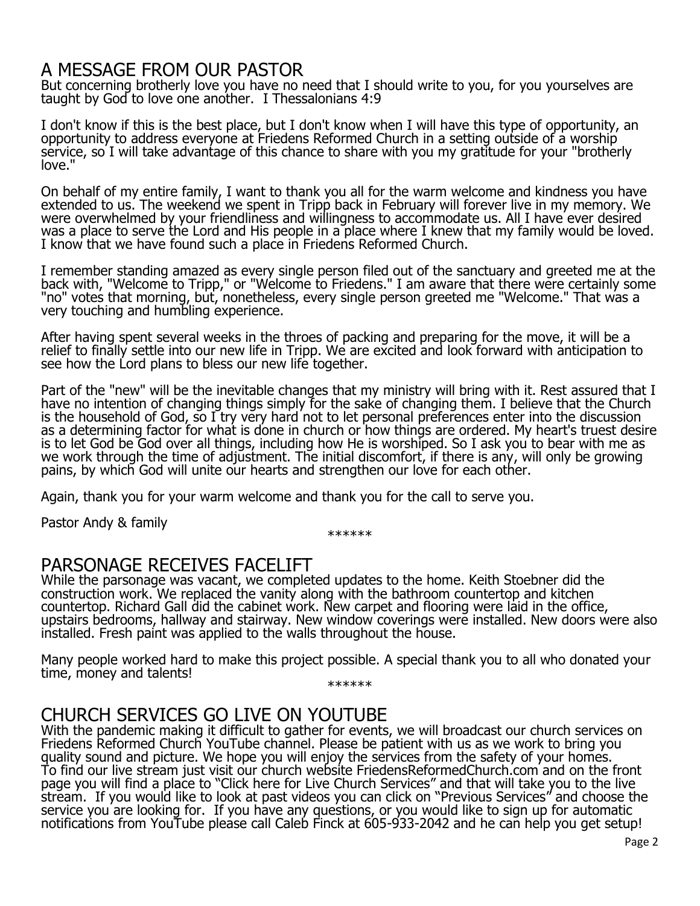## A MESSAGE FROM OUR PASTOR

But concerning brotherly love you have no need that I should write to you, for you yourselves are taught by God to love one another. I Thessalonians 4:9

I don't know if this is the best place, but I don't know when I will have this type of opportunity, an opportunity to address everyone at Friedens Reformed Church in a setting outside of a worship service, so I will take advantage of this chance to share with you my gratitude for your "brotherly love."

On behalf of my entire family, I want to thank you all for the warm welcome and kindness you have extended to us. The weekend we spent in Tripp back in February will forever live in my memory. We were overwhelmed by your friendliness and willingness to accommodate us. All I have ever desired was a place to serve the Lord and His people in a place where I knew that my family would be loved. I know that we have found such a place in Friedens Reformed Church.

I remember standing amazed as every single person filed out of the sanctuary and greeted me at the back with, "Welcome to Tripp," or "Welcome to Friedens." I am aware that there were certainly some "no" votes that morning, but, nonetheless, every single person greeted me "Welcome." That was a very touching and humbling experience.

After having spent several weeks in the throes of packing and preparing for the move, it will be a relief to finally settle into our new life in Tripp. We are excited and look forward with anticipation to see how the Lord plans to bless our new life together.

Part of the "new" will be the inevitable changes that my ministry will bring with it. Rest assured that I have no intention of changing things simply for the sake of changing them. I believe that the Church is the household of God, so I try very hard not to let personal preferences enter into the discussion as a determining factor for what is done in church or how things are ordered. My heart's truest desire is to let God be God over all things, including how He is worshiped. So I ask you to bear with me as we work through the time of adjustment. The initial discomfort, if there is any, will only be growing pains, by which God will unite our hearts and strengthen our love for each other.

Again, thank you for your warm welcome and thank you for the call to serve you.

Pastor Andy & family

******

## PARSONAGE RECEIVES FACELIFT

While the parsonage was vacant, we completed updates to the home. Keith Stoebner did the construction work. We replaced the vanity along with the bathroom countertop and kitchen countertop. Richard Gall did the cabinet work. New carpet and flooring were laid in the office, upstairs bedrooms, hallway and stairway. New window coverings were installed. New doors were also installed. Fresh paint was applied to the walls throughout the house.

Many people worked hard to make this project possible. A special thank you to all who donated your time, money and talents!

******

## CHURCH SERVICES GO LIVE ON YOUTUBE

With the pandemic making it difficult to gather for events, we will broadcast our church services on Friedens Reformed Church YouTube channel. Please be patient with us as we work to bring you quality sound and picture. We hope you will enjoy the services from the safety of your homes. To find our live stream just visit our church website FriedensReformedChurch.com and on the front page you will find a place to "Click here for Live Church Services" and that will take you to the live stream. If you would like to look at past videos you can click on "Previous Services" and choose the service you are looking for. If you have any questions, or you would like to sign up for automatic notifications from YouTube please call Caleb Finck at 605-933-2042 and he can help you get setup!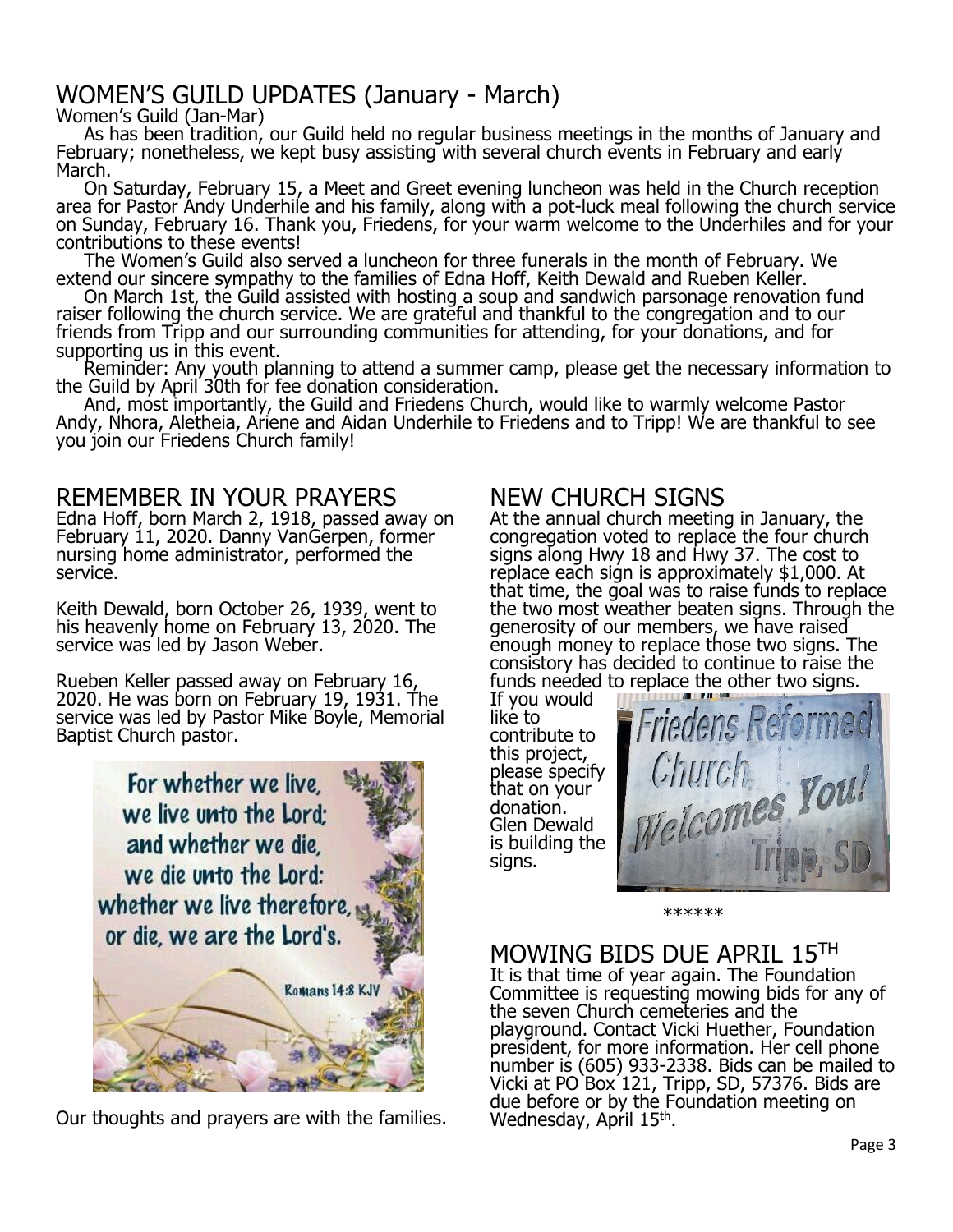# WOMEN'S GUILD UPDATES (January - March)

Women's Guild (Jan-Mar)

As has been tradition, our Guild held no regular business meetings in the months of January and February; nonetheless, we kept busy assisting with several church events in February and early March.

On Saturday, February 15, a Meet and Greet evening luncheon was held in the Church reception area for Pastor Andy Underhile and his family, along with a pot-luck meal following the church service on Sunday, February 16. Thank you, Friedens, for your warm welcome to the Underhiles and for your contributions to these events!

The Women's Guild also served a luncheon for three funerals in the month of February. We extend our sincere sympathy to the families of Edna Hoff, Keith Dewald and Rueben Keller.

On March 1st, the Guild assisted with hosting a soup and sandwich parsonage renovation fund raiser following the church service. We are grateful and thankful to the congregation and to our friends from Tripp and our surrounding communities for attending, for your donations, and for supporting us in this event.

Reminder: Any youth planning to attend a summer camp, please get the necessary information to the Guild by April 30th for fee donation consideration.

And, most importantly, the Guild and Friedens Church, would like to warmly welcome Pastor Andy, Nhora, Aletheia, Ariene and Aidan Underhile to Friedens and to Tripp! We are thankful to see you join our Friedens Church family!

# REMEMBER IN YOUR PRAYERS

Edna Hoff, born March 2, 1918, passed away on February 11, 2020. Danny VanGerpen, former nursing home administrator, performed the service.

Keith Dewald, born October 26, 1939, went to his heavenly home on February 13, 2020. The service was led by Jason Weber.

Rueben Keller passed away on February 16, 2020. He was born on February 19, 1931. The service was led by Pastor Mike Boyle, Memorial Baptist Church pastor.

For whether we live, we live unto the Lord: and whether we die, we die unto the Lord: whether we live therefore, or die, we are the Lord's.

Romans 14:8 KJV

Our thoughts and prayers are with the families.

# NEW CHURCH SIGNS

At the annual church meeting in January, the congregation voted to replace the four church signs along Hwy 18 and Hwy 37. The cost to replace each sign is approximately $1,000. At that time, the goal was to raise funds to replace the two most weather beaten signs. Through the generosity of our members, we have raised enough money to replace those two signs. The consistory has decided to continue to raise the funds needed to replace the other two signs. If you would like to contribute to this project, please specify that on your donation. Glen Dewald is building the signs.

Friedens Reformed Church Welcomes You! Tripp, SD

******

# MOWING BIDS DUE APRIL 15TH

It is that time of year again. The Foundation Committee is requesting mowing bids for any of the seven Church cemeteries and the playground. Contact Vicki Huether, Foundation president, for more information. Her cell phone number is (605) 933-2338. Bids can be mailed to Vicki at PO Box 121, Tripp, SD, 57376. Bids are due before or by the Foundation meeting on Wednesday, April 15th.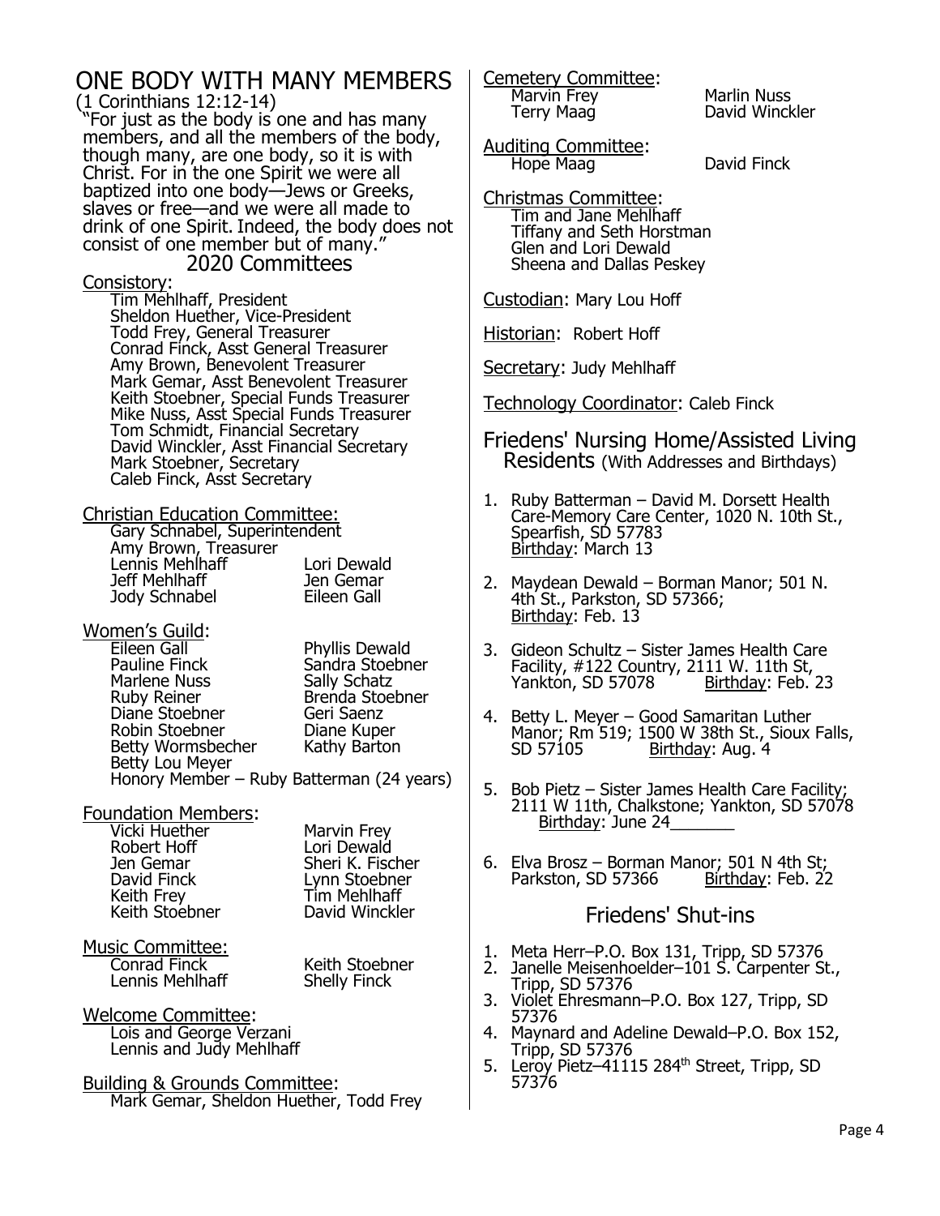# ONE BODY WITH MANY MEMBERS

(1 Corinthians 12:12-14)

"For just as the body is one and has many members, and all the members of the body, though many, are one body, so it is with Christ. For in the one Spirit we were all baptized into one body—Jews or Greeks, slaves or free—and we were all made to drink of one Spirit. Indeed, the body does not consist of one member but of many."

## 2020 Committees

Consistory:

Tim Mehlhaff, President
Sheldon Huether, Vice-President
Todd Frey, General Treasurer
Conrad Finck, Asst General Treasurer
Amy Brown, Benevolent Treasurer
Mark Gemar, Asst Benevolent Treasurer
Keith Stoebner, Special Funds Treasurer
Mike Nuss, Asst Special Funds Treasurer
Tom Schmidt, Financial Secretary
David Winckler, Asst Financial Secretary
Mark Stoebner, Secretary
Caleb Finck, Asst Secretary

Christian Education Committee:

Gary Schnabel, Superintendent
Amy Brown, Treasurer
Lennis Mehlhaff
Jeff Mehlhaff
Jody Schnabel
Lori Dewald
Jen Gemar
Eileen Gall

Women's Guild:

Eileen Gall
Pauline Finck
Marlene Nuss
Ruby Reiner
Diane Stoebner
Robin Stoebner
Betty Wormsbecher
Betty Lou Meyer
Phyllis Dewald
Sandra Stoebner
Sally Schatz
Brenda Stoebner
Geri Saenz
Diane Kuper
Kathy Barton
Honory Member – Ruby Batterman (24 years)

Foundation Members:

Vicki Huether
Robert Hoff
Jen Gemar
David Finck
Keith Frey
Keith Stoebner
Marvin Frey
Lori Dewald
Sheri K. Fischer
Lynn Stoebner
Tim Mehlhaff
David Winckler

Music Committee:

Conrad Finck
Lennis Mehlhaff
Keith Stoebner
Shelly Finck

Welcome Committee:

Lois and George Verzani
Lennis and Judy Mehlhaff

Building & Grounds Committee:

Mark Gemar, Sheldon Huether, Todd Frey

Cemetery Committee:

Marvin Frey
Terry Maag
Marlin Nuss
David Winckler

Auditing Committee:

Hope Maag
David Finck

Christmas Committee:

Tim and Jane Mehlhaff
Tiffany and Seth Horstman
Glen and Lori Dewald
Sheena and Dallas Peskey

Custodian: Mary Lou Hoff

Historian: Robert Hoff

Secretary: Judy Mehlhaff

Technology Coordinator: Caleb Finck

## Friedens' Nursing Home/Assisted Living Residents (With Addresses and Birthdays)

1. Ruby Batterman – David M. Dorsett Health Care-Memory Care Center, 1020 N. 10th St., Spearfish, SD 57783 Birthday: March 13
2. Maydean Dewald – Borman Manor; 501 N. 4th St., Parkston, SD 57366; Birthday: Feb. 13
3. Gideon Schultz – Sister James Health Care Facility, #122 Country, 2111 W. 11th St, Yankton, SD 57078 Birthday: Feb. 23
4. Betty L. Meyer – Good Samaritan Luther Manor; Rm 519; 1500 W 38th St., Sioux Falls, SD 57105 Birthday: Aug. 4
5. Bob Pietz – Sister James Health Care Facility; 2111 W 11th, Chalkstone; Yankton, SD 57078 Birthday: June 24_______
6. Elva Brosz – Borman Manor; 501 N 4th St; Parkston, SD 57366 Birthday: Feb. 22

## Friedens' Shut-ins

1. Meta Herr–P.O. Box 131, Tripp, SD 57376
2. Janelle Meisenhoelder–101 S. Carpenter St., Tripp, SD 57376
3. Violet Ehresmann–P.O. Box 127, Tripp, SD 57376
4. Maynard and Adeline Dewald–P.O. Box 152, Tripp, SD 57376
5. Leroy Pietz–41115 284th Street, Tripp, SD 57376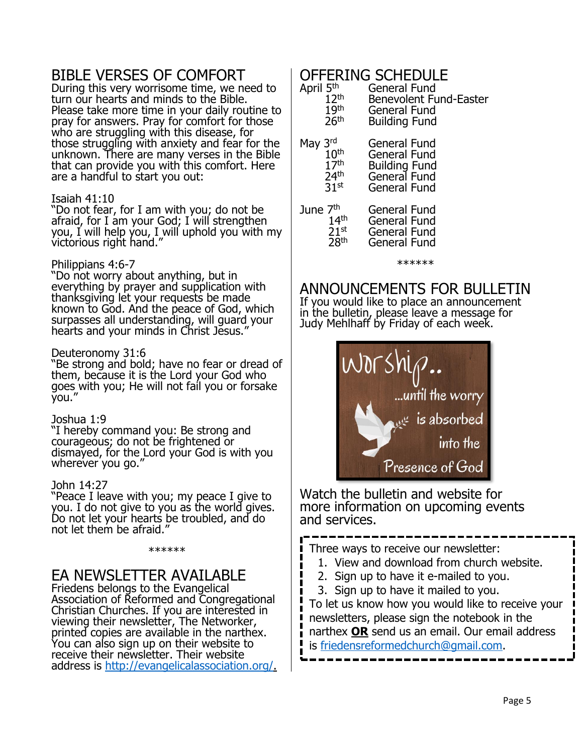## BIBLE VERSES OF COMFORT

During this very worrisome time, we need to turn our hearts and minds to the Bible. Please take more time in your daily routine to pray for answers. Pray for comfort for those who are struggling with this disease, for those struggling with anxiety and fear for the unknown. There are many verses in the Bible that can provide you with this comfort. Here are a handful to start you out:

Isaiah 41:10
"Do not fear, for I am with you; do not be afraid, for I am your God; I will strengthen you, I will help you, I will uphold you with my victorious right hand."

Philippians 4:6-7
"Do not worry about anything, but in everything by prayer and supplication with thanksgiving let your requests be made known to God. And the peace of God, which surpasses all understanding, will guard your hearts and your minds in Christ Jesus."

Deuteronomy 31:6
"Be strong and bold; have no fear or dread of them, because it is the Lord your God who goes with you; He will not fail you or forsake you."

Joshua 1:9
"I hereby command you: Be strong and courageous; do not be frightened or dismayed, for the Lord your God is with you wherever you go."

John 14:27
"Peace I leave with you; my peace I give to you. I do not give to you as the world gives. Do not let your hearts be troubled, and do not let them be afraid."

******

## EA NEWSLETTER AVAILABLE

Friedens belongs to the Evangelical Association of Reformed and Congregational Christian Churches. If you are interested in viewing their newsletter, The Networker, printed copies are available in the narthex. You can also sign up on their website to receive their newsletter. Their website address is http://evangelicalassociation.org/.

## OFFERING SCHEDULE

| | |
|---|---|
| April 5th | General Fund |
| 12th | Benevolent Fund-Easter |
| 19th | General Fund |
| 26th | Building Fund |
| May 3rd | General Fund |
| 10th | General Fund |
| 17th | Building Fund |
| 24th | General Fund |
| 31st | General Fund |
| June 7th | General Fund |
| 14th | General Fund |
| 21st | General Fund |
| 28th | General Fund |

******

## ANNOUNCEMENTS FOR BULLETIN

If you would like to place an announcement in the bulletin, please leave a message for Judy Mehlhaff by Friday of each week.

Worship.. ...until the worry is absorbed into the Presence of God

Watch the bulletin and website for more information on upcoming events and services.

Three ways to receive our newsletter:

1. View and download from church website.
2. Sign up to have it e-mailed to you.
3. Sign up to have it mailed to you.

To let us know how you would like to receive your newsletters, please sign the notebook in the narthex **OR** send us an email. Our email address is friedensreformedchurch@gmail.com.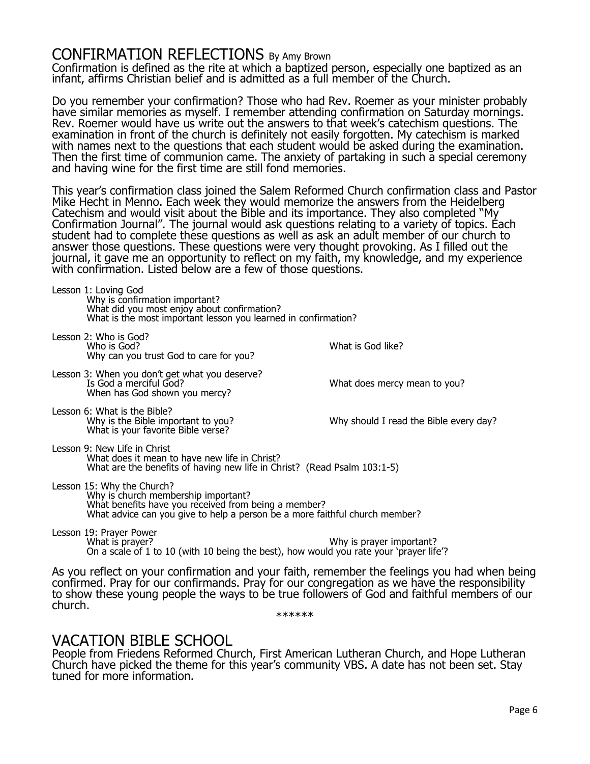## CONFIRMATION REFLECTIONS By Amy Brown

Confirmation is defined as the rite at which a baptized person, especially one baptized as an infant, affirms Christian belief and is admitted as a full member of the Church.

Do you remember your confirmation? Those who had Rev. Roemer as your minister probably have similar memories as myself. I remember attending confirmation on Saturday mornings. Rev. Roemer would have us write out the answers to that week's catechism questions. The examination in front of the church is definitely not easily forgotten. My catechism is marked with names next to the questions that each student would be asked during the examination. Then the first time of communion came. The anxiety of partaking in such a special ceremony and having wine for the first time are still fond memories.

This year's confirmation class joined the Salem Reformed Church confirmation class and Pastor Mike Hecht in Menno. Each week they would memorize the answers from the Heidelberg Catechism and would visit about the Bible and its importance. They also completed "My Confirmation Journal". The journal would ask questions relating to a variety of topics. Each student had to complete these questions as well as ask an adult member of our church to answer those questions. These questions were very thought provoking. As I filled out the journal, it gave me an opportunity to reflect on my faith, my knowledge, and my experience with confirmation. Listed below are a few of those questions.

Lesson 1: Loving God
- Why is confirmation important?
- What did you most enjoy about confirmation?
- What is the most important lesson you learned in confirmation?

Lesson 2: Who is God?
- Who is God?
- What is God like?
- Why can you trust God to care for you?

Lesson 3: When you don't get what you deserve?
- Is God a merciful God?
- What does mercy mean to you?
- When has God shown you mercy?

Lesson 6: What is the Bible?
- Why is the Bible important to you?
- Why should I read the Bible every day?
- What is your favorite Bible verse?

Lesson 9: New Life in Christ
- What does it mean to have new life in Christ?
- What are the benefits of having new life in Christ? (Read Psalm 103:1-5)

Lesson 15: Why the Church?
- Why is church membership important?
- What benefits have you received from being a member?
- What advice can you give to help a person be a more faithful church member?

Lesson 19: Prayer Power
- What is prayer?
- Why is prayer important?
- On a scale of 1 to 10 (with 10 being the best), how would you rate your 'prayer life'?

As you reflect on your confirmation and your faith, remember the feelings you had when being confirmed. Pray for our confirmands. Pray for our congregation as we have the responsibility to show these young people the ways to be true followers of God and faithful members of our church.

******

## VACATION BIBLE SCHOOL

People from Friedens Reformed Church, First American Lutheran Church, and Hope Lutheran Church have picked the theme for this year's community VBS. A date has not been set. Stay tuned for more information.